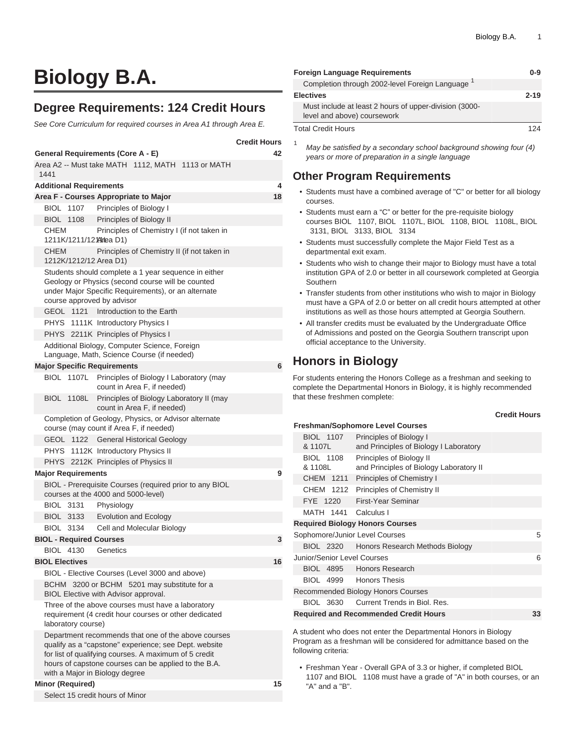# Biology B.A.

## Degree Requirements: 124 Credit Hours

*See Core Curriculum for required courses in Area A1 through Area E.*

| | | Credit Hours |
|---|---|---|
| **General Requirements (Core A - E)** | | **42** |
| Area A2 -- Must take MATH 1112, MATH 1113 or MATH 1441 | | |
| **Additional Requirements** | | **4** |
| **Area F - Courses Appropriate to Major** | | **18** |
| BIOL 1107 | Principles of Biology I | |
| BIOL 1108 | Principles of Biology II | |
| CHEM 1211K/1211/1211 | Principles of Chemistry I (if not taken in Area D1) | |
| CHEM 1212K/1212/12 | Principles of Chemistry II (if not taken in Area D1) | |
| Students should complete a 1 year sequence in either Geology or Physics (second course will be counted under Major Specific Requirements), or an alternate course approved by advisor | | |
| GEOL 1121 | Introduction to the Earth | |
| PHYS 1111K | Introductory Physics I | |
| PHYS 2211K | Principles of Physics I | |
| Additional Biology, Computer Science, Foreign Language, Math, Science Course (if needed) | | |
| **Major Specific Requirements** | | **6** |
| BIOL 1107L | Principles of Biology I Laboratory (may count in Area F, if needed) | |
| BIOL 1108L | Principles of Biology Laboratory II (may count in Area F, if needed) | |
| Completion of Geology, Physics, or Advisor alternate course (may count if Area F, if needed) | | |
| GEOL 1122 | General Historical Geology | |
| PHYS 1112K | Introductory Physics II | |
| PHYS 2212K | Principles of Physics II | |
| **Major Requirements** | | **9** |
| BIOL - Prerequisite Courses (required prior to any BIOL courses at the 4000 and 5000-level) | | |
| BIOL 3131 | Physiology | |
| BIOL 3133 | Evolution and Ecology | |
| BIOL 3134 | Cell and Molecular Biology | |
| **BIOL - Required Courses** | | **3** |
| BIOL 4130 | Genetics | |
| **BIOL Electives** | | **16** |
| BIOL - Elective Courses (Level 3000 and above) | | |
| BCHM 3200 or BCHM 5201 may substitute for a BIOL Elective with Advisor approval. | | |
| Three of the above courses must have a laboratory requirement (4 credit hour courses or other dedicated laboratory course) | | |
| Department recommends that one of the above courses qualify as a "capstone" experience; see Dept. website for list of qualifying courses. A maximum of 5 credit hours of capstone courses can be applied to the B.A. with a Major in Biology degree | | |
| **Minor (Required)** | | **15** |
| Select 15 credit hours of Minor | | |
| **Foreign Language Requirements** | | **0-9** |
| Completion through 2002-level Foreign Language [1] | | |
| **Electives** | | **2-19** |
| Must include at least 2 hours of upper-division (3000-level and above) coursework | | |
| Total Credit Hours | | 124 |

[1] *May be satisfied by a secondary school background showing four (4) years or more of preparation in a single language*

## Other Program Requirements

- Students must have a combined average of "C" or better for all biology courses.
- Students must earn a "C" or better for the pre-requisite biology courses BIOL 1107, BIOL 1107L, BIOL 1108, BIOL 1108L, BIOL 3131, BIOL 3133, BIOL 3134
- Students must successfully complete the Major Field Test as a departmental exit exam.
- Students who wish to change their major to Biology must have a total institution GPA of 2.0 or better in all coursework completed at Georgia Southern
- Transfer students from other institutions who wish to major in Biology must have a GPA of 2.0 or better on all credit hours attempted at other institutions as well as those hours attempted at Georgia Southern.
- All transfer credits must be evaluated by the Undergraduate Office of Admissions and posted on the Georgia Southern transcript upon official acceptance to the University.

## Honors in Biology

For students entering the Honors College as a freshman and seeking to complete the Departmental Honors in Biology, it is highly recommended that these freshmen complete:

| | | Credit Hours |
|---|---|---|
| **Freshman/Sophomore Level Courses** | | |
| BIOL 1107 & 1107L | Principles of Biology I and Principles of Biology I Laboratory | |
| BIOL 1108 & 1108L | Principles of Biology II and Principles of Biology Laboratory II | |
| CHEM 1211 | Principles of Chemistry I | |
| CHEM 1212 | Principles of Chemistry II | |
| FYE 1220 | First-Year Seminar | |
| MATH 1441 | Calculus I | |
| **Required Biology Honors Courses** | | |
| Sophomore/Junior Level Courses | | 5 |
| BIOL 2320 | Honors Research Methods Biology | |
| Junior/Senior Level Courses | | 6 |
| BIOL 4895 | Honors Research | |
| BIOL 4999 | Honors Thesis | |
| Recommended Biology Honors Courses | | |
| BIOL 3630 | Current Trends in Biol. Res. | |
| **Required and Recommended Credit Hours** | | **33** |

A student who does not enter the Departmental Honors in Biology Program as a freshman will be considered for admittance based on the following criteria:

- Freshman Year - Overall GPA of 3.3 or higher, if completed BIOL 1107 and BIOL 1108 must have a grade of "A" in both courses, or an "A" and a "B".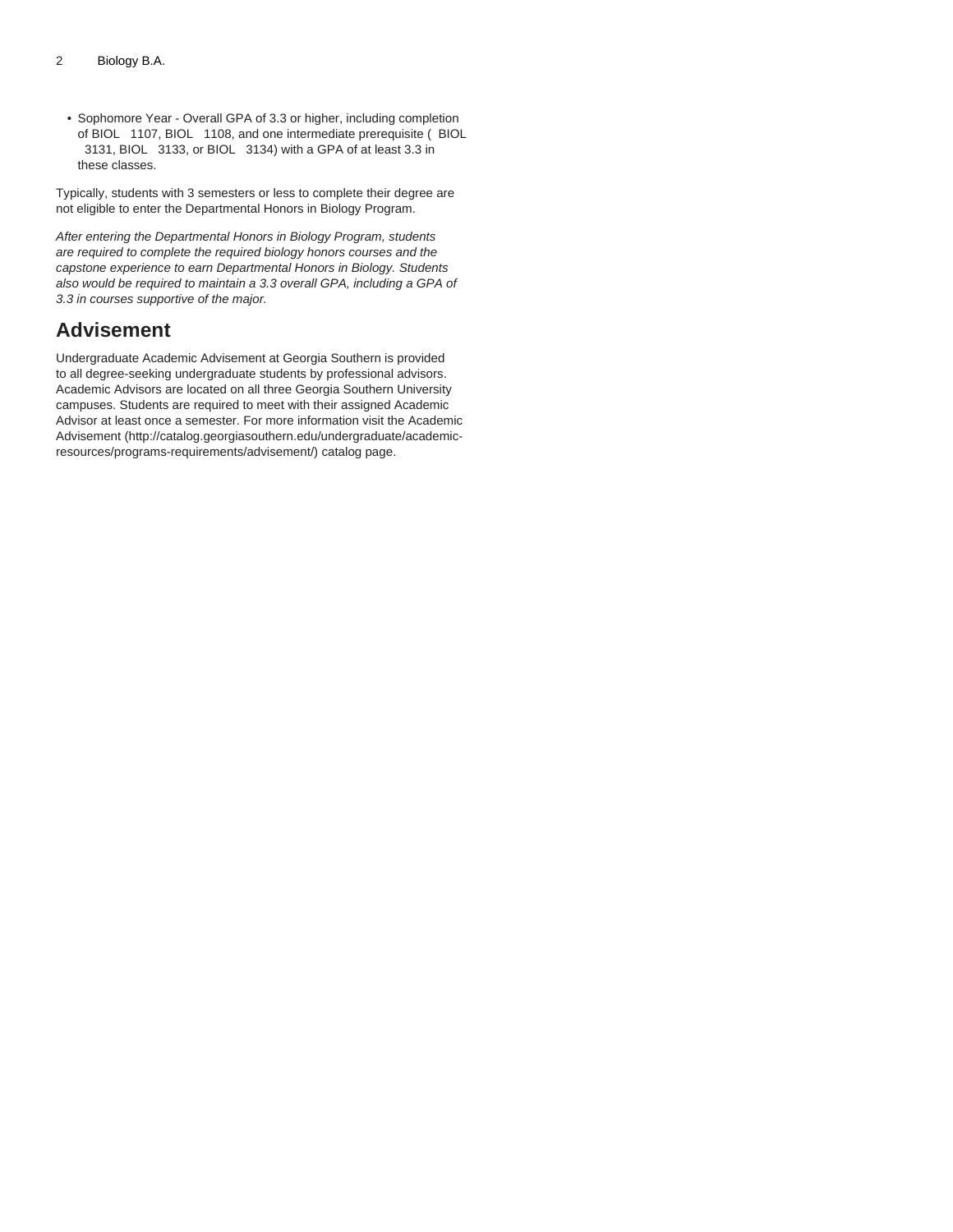- Sophomore Year - Overall GPA of 3.3 or higher, including completion of BIOL 1107, BIOL 1108, and one intermediate prerequisite ( BIOL 3131, BIOL 3133, or BIOL 3134) with a GPA of at least 3.3 in these classes.

Typically, students with 3 semesters or less to complete their degree are not eligible to enter the Departmental Honors in Biology Program.

*After entering the Departmental Honors in Biology Program, students are required to complete the required biology honors courses and the capstone experience to earn Departmental Honors in Biology. Students also would be required to maintain a 3.3 overall GPA, including a GPA of 3.3 in courses supportive of the major.*

## Advisement

Undergraduate Academic Advisement at Georgia Southern is provided to all degree-seeking undergraduate students by professional advisors. Academic Advisors are located on all three Georgia Southern University campuses. Students are required to meet with their assigned Academic Advisor at least once a semester. For more information visit the Academic Advisement (http://catalog.georgiasouthern.edu/undergraduate/academic-resources/programs-requirements/advisement/) catalog page.